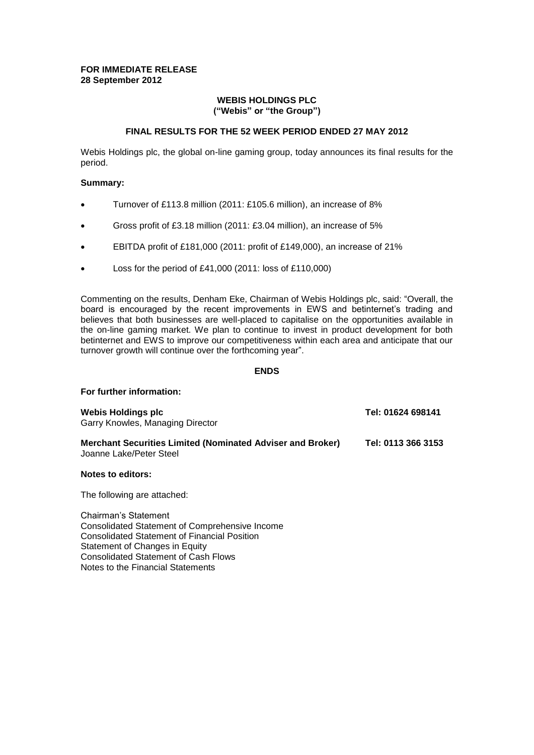**FOR IMMEDIATE RELEASE**
**28 September 2012**

# WEBIS HOLDINGS PLC
**("Webis" or "the Group")**

## FINAL RESULTS FOR THE 52 WEEK PERIOD ENDED 27 MAY 2012

Webis Holdings plc, the global on-line gaming group, today announces its final results for the period.

**Summary:**

- Turnover of £113.8 million (2011: £105.6 million), an increase of 8%
- Gross profit of £3.18 million (2011: £3.04 million), an increase of 5%
- EBITDA profit of £181,000 (2011: profit of £149,000), an increase of 21%
- Loss for the period of £41,000 (2011: loss of £110,000)

Commenting on the results, Denham Eke, Chairman of Webis Holdings plc, said: "Overall, the board is encouraged by the recent improvements in EWS and betinternet's trading and believes that both businesses are well-placed to capitalise on the opportunities available in the on-line gaming market. We plan to continue to invest in product development for both betinternet and EWS to improve our competitiveness within each area and anticipate that our turnover growth will continue over the forthcoming year".

**ENDS**

**For further information:**

| | |
|---|---|
| **Webis Holdings plc**<br>Garry Knowles, Managing Director | **Tel: 01624 698141** |
| **Merchant Securities Limited (Nominated Adviser and Broker)**<br>Joanne Lake/Peter Steel | **Tel: 0113 366 3153** |

**Notes to editors:**

The following are attached:

Chairman's Statement
Consolidated Statement of Comprehensive Income
Consolidated Statement of Financial Position
Statement of Changes in Equity
Consolidated Statement of Cash Flows
Notes to the Financial Statements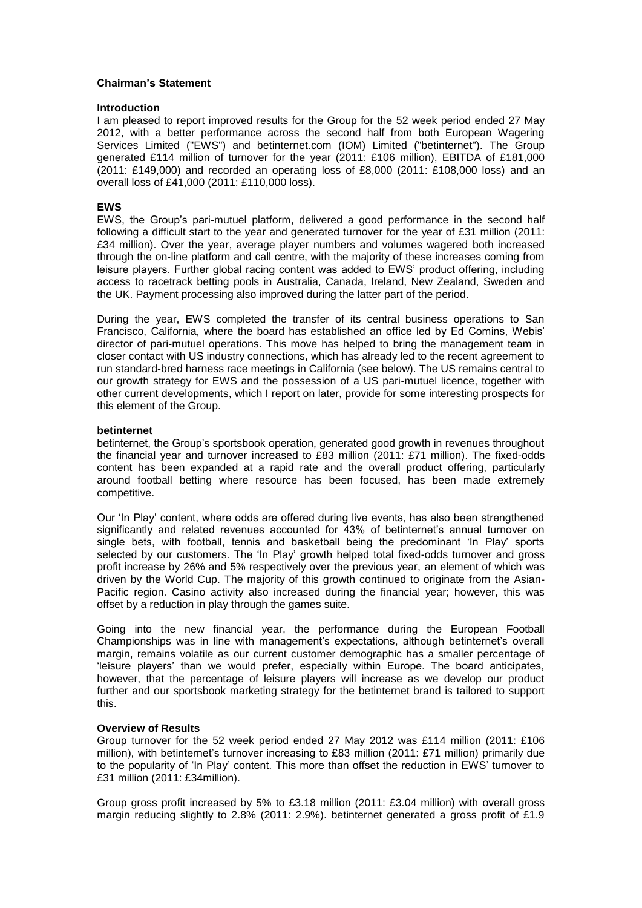## Chairman's Statement

### Introduction

I am pleased to report improved results for the Group for the 52 week period ended 27 May 2012, with a better performance across the second half from both European Wagering Services Limited ("EWS") and betinternet.com (IOM) Limited ("betinternet"). The Group generated £114 million of turnover for the year (2011: £106 million), EBITDA of £181,000 (2011: £149,000) and recorded an operating loss of £8,000 (2011: £108,000 loss) and an overall loss of £41,000 (2011: £110,000 loss).

### EWS

EWS, the Group's pari-mutuel platform, delivered a good performance in the second half following a difficult start to the year and generated turnover for the year of £31 million (2011: £34 million). Over the year, average player numbers and volumes wagered both increased through the on-line platform and call centre, with the majority of these increases coming from leisure players. Further global racing content was added to EWS' product offering, including access to racetrack betting pools in Australia, Canada, Ireland, New Zealand, Sweden and the UK. Payment processing also improved during the latter part of the period.

During the year, EWS completed the transfer of its central business operations to San Francisco, California, where the board has established an office led by Ed Comins, Webis' director of pari-mutuel operations. This move has helped to bring the management team in closer contact with US industry connections, which has already led to the recent agreement to run standard-bred harness race meetings in California (see below). The US remains central to our growth strategy for EWS and the possession of a US pari-mutuel licence, together with other current developments, which I report on later, provide for some interesting prospects for this element of the Group.

### betinternet

betinternet, the Group's sportsbook operation, generated good growth in revenues throughout the financial year and turnover increased to £83 million (2011: £71 million). The fixed-odds content has been expanded at a rapid rate and the overall product offering, particularly around football betting where resource has been focused, has been made extremely competitive.

Our 'In Play' content, where odds are offered during live events, has also been strengthened significantly and related revenues accounted for 43% of betinternet's annual turnover on single bets, with football, tennis and basketball being the predominant 'In Play' sports selected by our customers. The 'In Play' growth helped total fixed-odds turnover and gross profit increase by 26% and 5% respectively over the previous year, an element of which was driven by the World Cup. The majority of this growth continued to originate from the Asian-Pacific region. Casino activity also increased during the financial year; however, this was offset by a reduction in play through the games suite.

Going into the new financial year, the performance during the European Football Championships was in line with management's expectations, although betinternet's overall margin, remains volatile as our current customer demographic has a smaller percentage of 'leisure players' than we would prefer, especially within Europe. The board anticipates, however, that the percentage of leisure players will increase as we develop our product further and our sportsbook marketing strategy for the betinternet brand is tailored to support this.

### Overview of Results

Group turnover for the 52 week period ended 27 May 2012 was £114 million (2011: £106 million), with betinternet's turnover increasing to £83 million (2011: £71 million) primarily due to the popularity of 'In Play' content. This more than offset the reduction in EWS' turnover to £31 million (2011: £34million).

Group gross profit increased by 5% to £3.18 million (2011: £3.04 million) with overall gross margin reducing slightly to 2.8% (2011: 2.9%). betinternet generated a gross profit of £1.9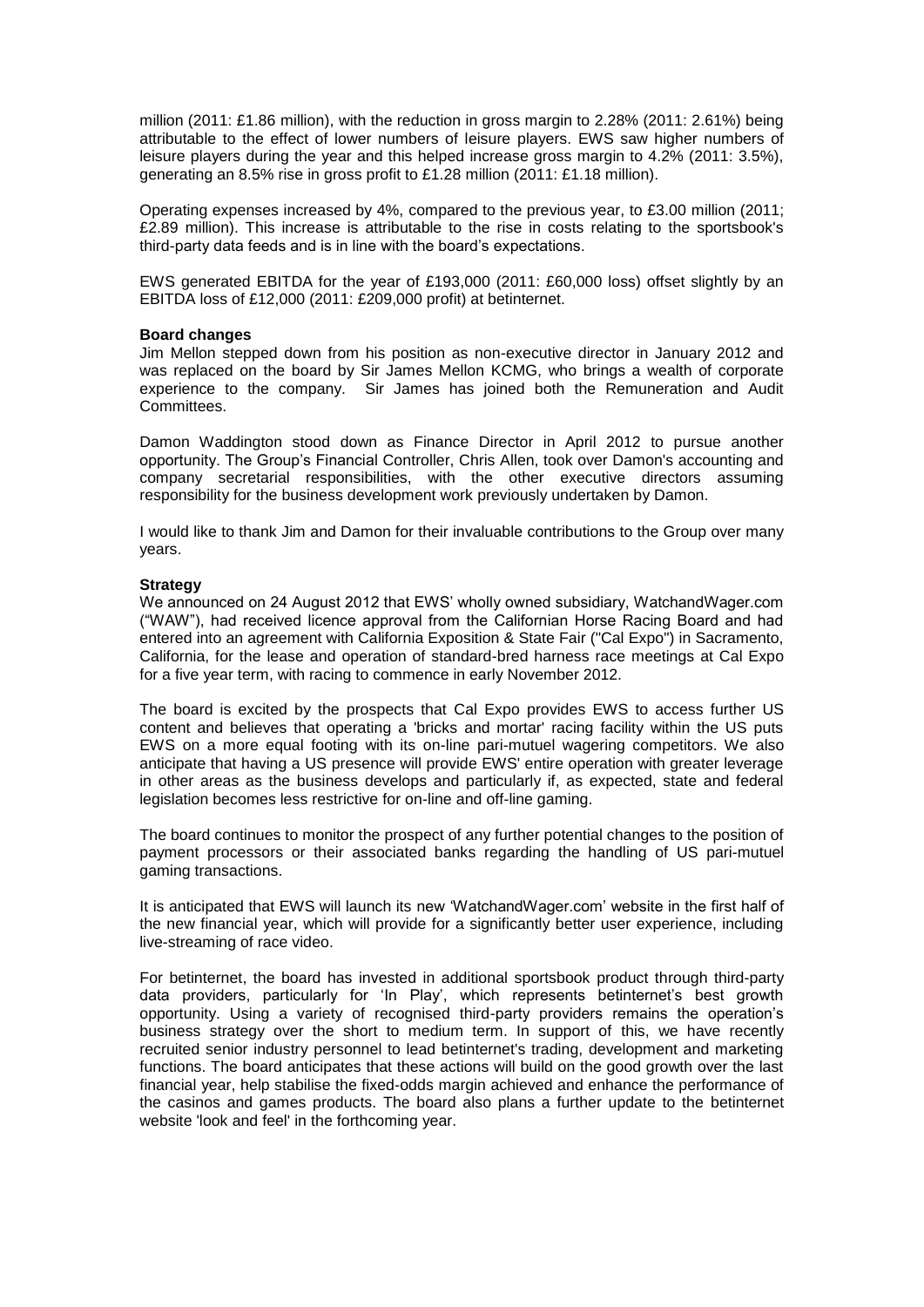million (2011: £1.86 million), with the reduction in gross margin to 2.28% (2011: 2.61%) being attributable to the effect of lower numbers of leisure players. EWS saw higher numbers of leisure players during the year and this helped increase gross margin to 4.2% (2011: 3.5%), generating an 8.5% rise in gross profit to £1.28 million (2011: £1.18 million).

Operating expenses increased by 4%, compared to the previous year, to £3.00 million (2011; £2.89 million). This increase is attributable to the rise in costs relating to the sportsbook's third-party data feeds and is in line with the board's expectations.

EWS generated EBITDA for the year of £193,000 (2011: £60,000 loss) offset slightly by an EBITDA loss of £12,000 (2011: £209,000 profit) at betinternet.

**Board changes**

Jim Mellon stepped down from his position as non-executive director in January 2012 and was replaced on the board by Sir James Mellon KCMG, who brings a wealth of corporate experience to the company. Sir James has joined both the Remuneration and Audit Committees.

Damon Waddington stood down as Finance Director in April 2012 to pursue another opportunity. The Group's Financial Controller, Chris Allen, took over Damon's accounting and company secretarial responsibilities, with the other executive directors assuming responsibility for the business development work previously undertaken by Damon.

I would like to thank Jim and Damon for their invaluable contributions to the Group over many years.

**Strategy**

We announced on 24 August 2012 that EWS' wholly owned subsidiary, WatchandWager.com ("WAW"), had received licence approval from the Californian Horse Racing Board and had entered into an agreement with California Exposition & State Fair ("Cal Expo") in Sacramento, California, for the lease and operation of standard-bred harness race meetings at Cal Expo for a five year term, with racing to commence in early November 2012.

The board is excited by the prospects that Cal Expo provides EWS to access further US content and believes that operating a 'bricks and mortar' racing facility within the US puts EWS on a more equal footing with its on-line pari-mutuel wagering competitors. We also anticipate that having a US presence will provide EWS' entire operation with greater leverage in other areas as the business develops and particularly if, as expected, state and federal legislation becomes less restrictive for on-line and off-line gaming.

The board continues to monitor the prospect of any further potential changes to the position of payment processors or their associated banks regarding the handling of US pari-mutuel gaming transactions.

It is anticipated that EWS will launch its new 'WatchandWager.com' website in the first half of the new financial year, which will provide for a significantly better user experience, including live-streaming of race video.

For betinternet, the board has invested in additional sportsbook product through third-party data providers, particularly for 'In Play', which represents betinternet's best growth opportunity. Using a variety of recognised third-party providers remains the operation's business strategy over the short to medium term. In support of this, we have recently recruited senior industry personnel to lead betinternet's trading, development and marketing functions. The board anticipates that these actions will build on the good growth over the last financial year, help stabilise the fixed-odds margin achieved and enhance the performance of the casinos and games products. The board also plans a further update to the betinternet website 'look and feel' in the forthcoming year.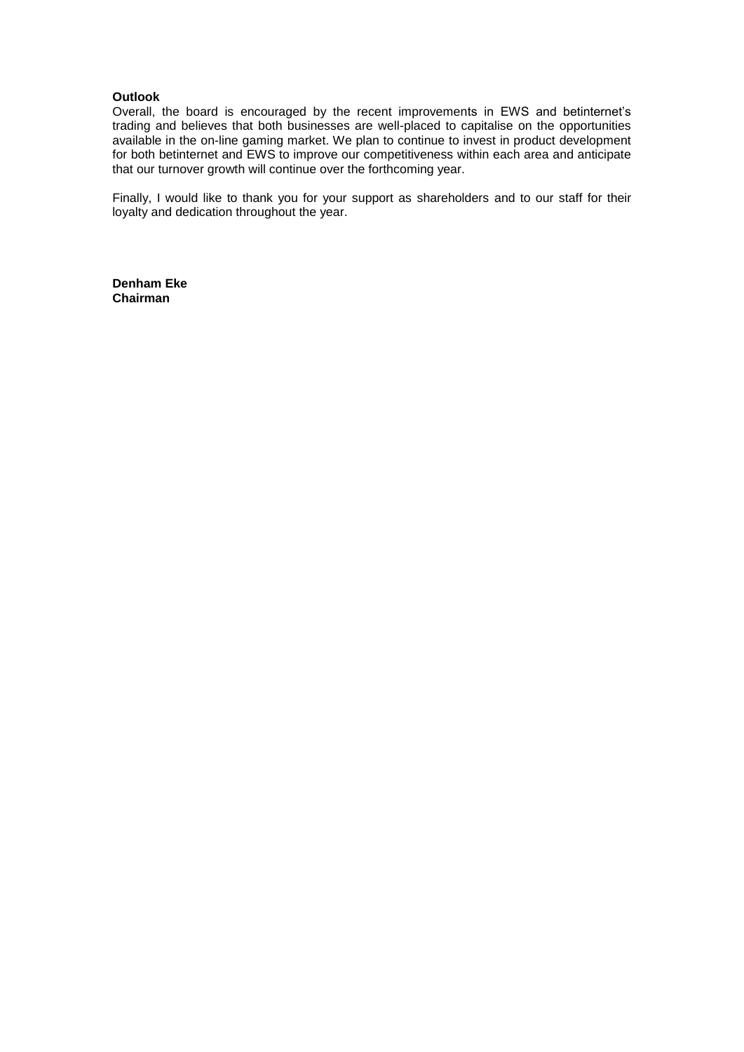**Outlook**

Overall, the board is encouraged by the recent improvements in EWS and betinternet's trading and believes that both businesses are well-placed to capitalise on the opportunities available in the on-line gaming market. We plan to continue to invest in product development for both betinternet and EWS to improve our competitiveness within each area and anticipate that our turnover growth will continue over the forthcoming year.

Finally, I would like to thank you for your support as shareholders and to our staff for their loyalty and dedication throughout the year.

**Denham Eke**
**Chairman**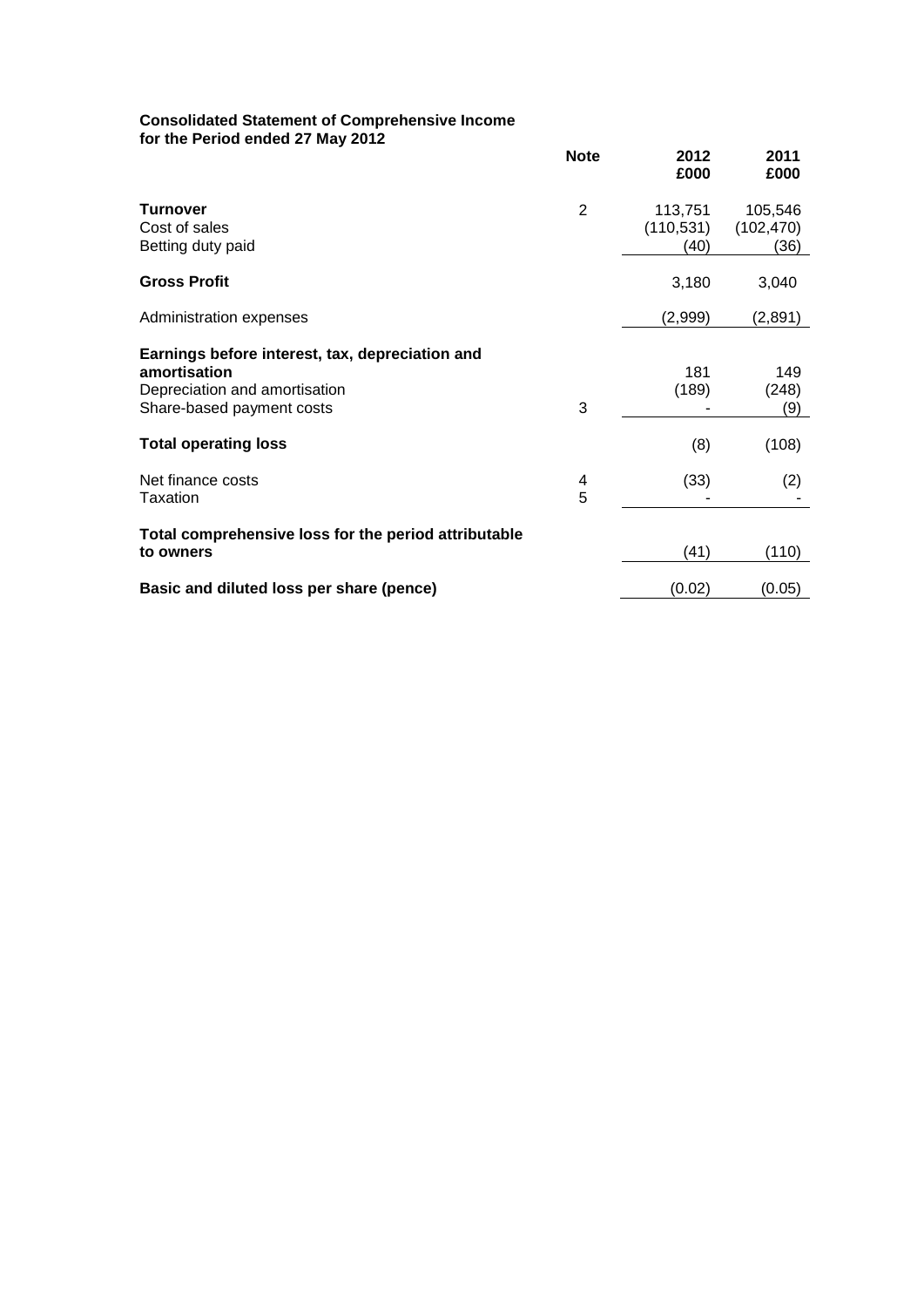**Consolidated Statement of Comprehensive Income**
**for the Period ended 27 May 2012**

| | Note | 2012 £000 | 2011 £000 |
|---|---|---|---|
| **Turnover** | 2 | 113,751 | 105,546 |
| Cost of sales | | (110,531) | (102,470) |
| Betting duty paid | | (40) | (36) |
| **Gross Profit** | | 3,180 | 3,040 |
| Administration expenses | | (2,999) | (2,891) |
| **Earnings before interest, tax, depreciation and amortisation** | | 181 | 149 |
| Depreciation and amortisation | | (189) | (248) |
| Share-based payment costs | 3 | - | (9) |
| **Total operating loss** | | (8) | (108) |
| Net finance costs | 4 | (33) | (2) |
| Taxation | 5 | - | - |
| **Total comprehensive loss for the period attributable to owners** | | (41) | (110) |
| **Basic and diluted loss per share (pence)** | | (0.02) | (0.05) |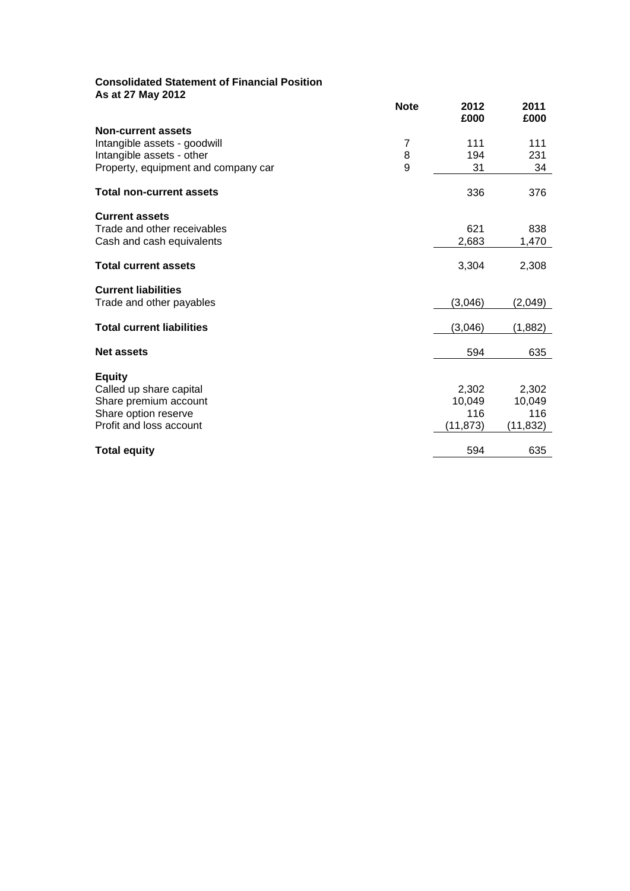**Consolidated Statement of Financial Position**
**As at 27 May 2012**

| | Note | 2012<br>£000 | 2011<br>£000 |
|---|---|---|---|
| **Non-current assets** | | | |
| Intangible assets - goodwill | 7 | 111 | 111 |
| Intangible assets - other | 8 | 194 | 231 |
| Property, equipment and company car | 9 | 31 | 34 |
| **Total non-current assets** | | 336 | 376 |
| **Current assets** | | | |
| Trade and other receivables | | 621 | 838 |
| Cash and cash equivalents | | 2,683 | 1,470 |
| **Total current assets** | | 3,304 | 2,308 |
| **Current liabilities** | | | |
| Trade and other payables | | (3,046) | (2,049) |
| **Total current liabilities** | | (3,046) | (1,882) |
| **Net assets** | | 594 | 635 |
| **Equity** | | | |
| Called up share capital | | 2,302 | 2,302 |
| Share premium account | | 10,049 | 10,049 |
| Share option reserve | | 116 | 116 |
| Profit and loss account | | (11,873) | (11,832) |
| **Total equity** | | 594 | 635 |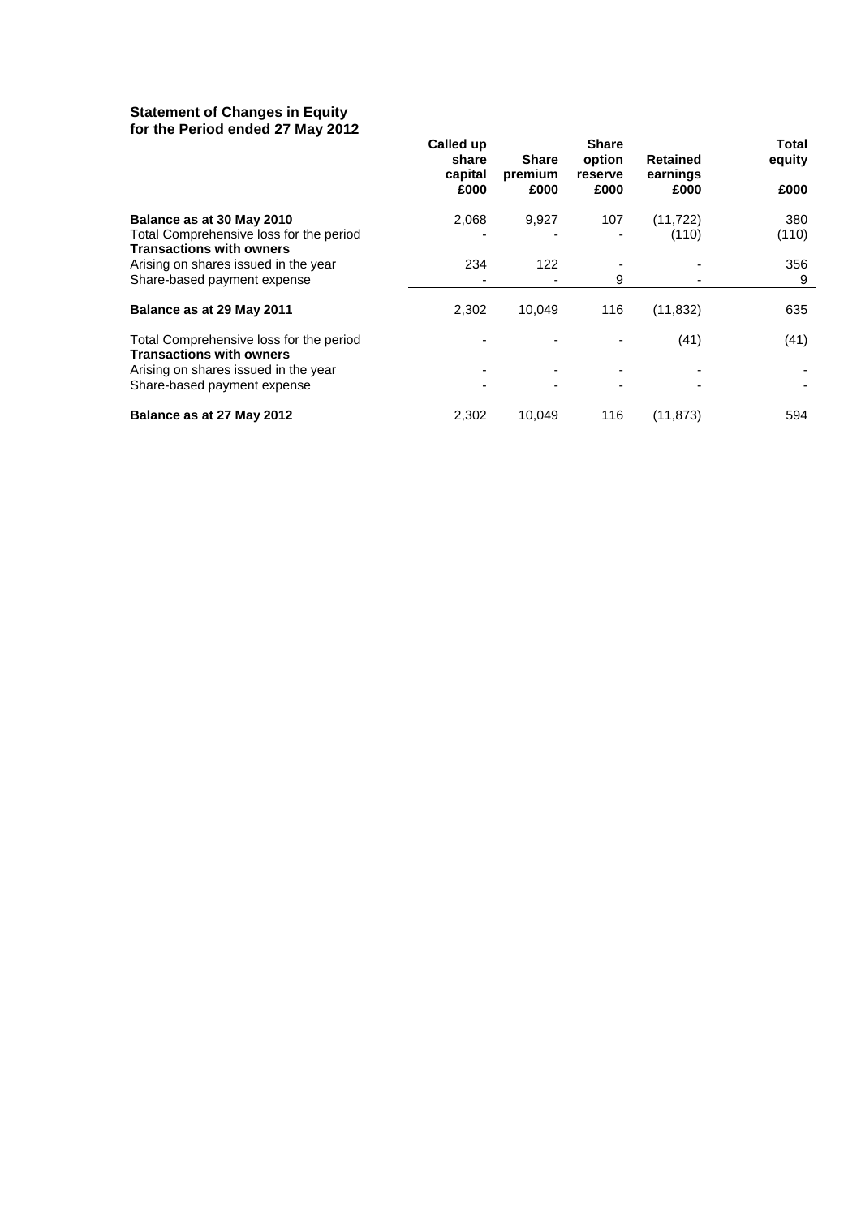## Statement of Changes in Equity
## for the Period ended 27 May 2012

| | Called up share capital £000 | Share premium £000 | Share option reserve £000 | Retained earnings £000 | Total equity £000 |
|---|---|---|---|---|---|
| **Balance as at 30 May 2010** | 2,068 | 9,927 | 107 | (11,722) | 380 |
| Total Comprehensive loss for the period | - | - | - | (110) | (110) |
| **Transactions with owners** | | | | | |
| Arising on shares issued in the year | 234 | 122 | - | - | 356 |
| Share-based payment expense | - | - | 9 | - | 9 |
| **Balance as at 29 May 2011** | 2,302 | 10,049 | 116 | (11,832) | 635 |
| Total Comprehensive loss for the period | - | - | - | (41) | (41) |
| **Transactions with owners** | | | | | |
| Arising on shares issued in the year | - | - | - | - | - |
| Share-based payment expense | - | - | - | - | - |
| **Balance as at 27 May 2012** | 2,302 | 10,049 | 116 | (11,873) | 594 |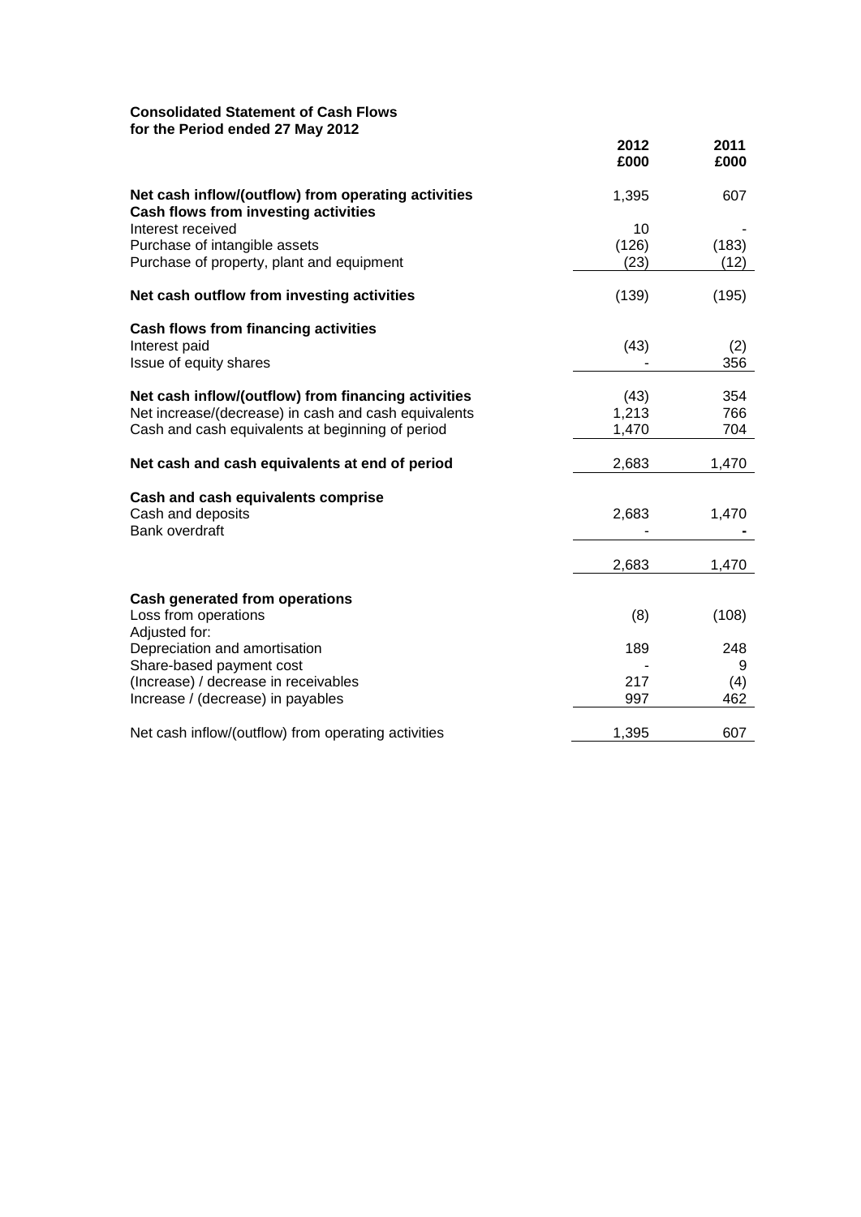**Consolidated Statement of Cash Flows**
**for the Period ended 27 May 2012**

| | 2012<br>£000 | 2011<br>£000 |
|---|---|---|
| **Net cash inflow/(outflow) from operating activities** | 1,395 | 607 |
| **Cash flows from investing activities** | | |
| Interest received | 10 | - |
| Purchase of intangible assets | (126) | (183) |
| Purchase of property, plant and equipment | (23) | (12) |
| **Net cash outflow from investing activities** | (139) | (195) |
| **Cash flows from financing activities** | | |
| Interest paid | (43) | (2) |
| Issue of equity shares | - | 356 |
| **Net cash inflow/(outflow) from financing activities** | (43) | 354 |
| Net increase/(decrease) in cash and cash equivalents | 1,213 | 766 |
| Cash and cash equivalents at beginning of period | 1,470 | 704 |
| **Net cash and cash equivalents at end of period** | 2,683 | 1,470 |
| **Cash and cash equivalents comprise** | | |
| Cash and deposits | 2,683 | 1,470 |
| Bank overdraft | - | - |
| | 2,683 | 1,470 |
| **Cash generated from operations** | | |
| Loss from operations | (8) | (108) |
| Adjusted for: | | |
| Depreciation and amortisation | 189 | 248 |
| Share-based payment cost | - | 9 |
| (Increase) / decrease in receivables | 217 | (4) |
| Increase / (decrease) in payables | 997 | 462 |
| Net cash inflow/(outflow) from operating activities | 1,395 | 607 |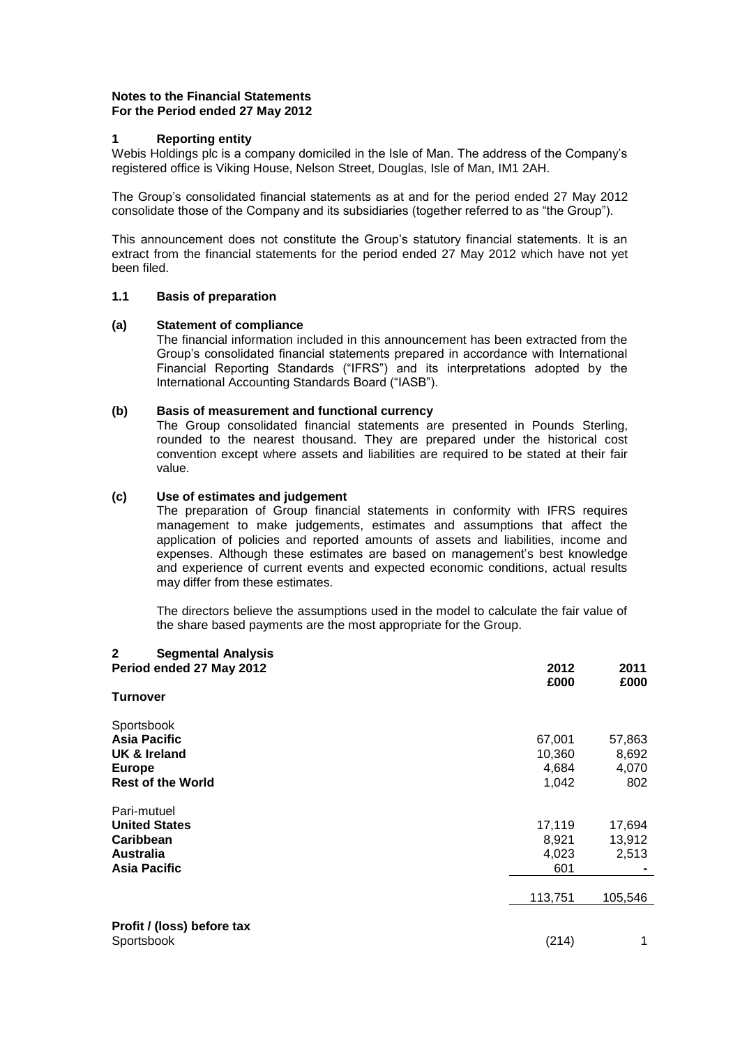**Notes to the Financial Statements**
**For the Period ended 27 May 2012**

## 1 Reporting entity

Webis Holdings plc is a company domiciled in the Isle of Man. The address of the Company's registered office is Viking House, Nelson Street, Douglas, Isle of Man, IM1 2AH.

The Group's consolidated financial statements as at and for the period ended 27 May 2012 consolidate those of the Company and its subsidiaries (together referred to as "the Group").

This announcement does not constitute the Group's statutory financial statements. It is an extract from the financial statements for the period ended 27 May 2012 which have not yet been filed.

### 1.1 Basis of preparation

**(a) Statement of compliance**

The financial information included in this announcement has been extracted from the Group's consolidated financial statements prepared in accordance with International Financial Reporting Standards ("IFRS") and its interpretations adopted by the International Accounting Standards Board ("IASB").

**(b) Basis of measurement and functional currency**

The Group consolidated financial statements are presented in Pounds Sterling, rounded to the nearest thousand. They are prepared under the historical cost convention except where assets and liabilities are required to be stated at their fair value.

**(c) Use of estimates and judgement**

The preparation of Group financial statements in conformity with IFRS requires management to make judgements, estimates and assumptions that affect the application of policies and reported amounts of assets and liabilities, income and expenses. Although these estimates are based on management's best knowledge and experience of current events and expected economic conditions, actual results may differ from these estimates.

The directors believe the assumptions used in the model to calculate the fair value of the share based payments are the most appropriate for the Group.

## 2 Segmental Analysis

| Period ended 27 May 2012 | 2012 £000 | 2011 £000 |
|---|---|---|
| **Turnover** | | |
| Sportsbook | | |
| **Asia Pacific** | 67,001 | 57,863 |
| **UK & Ireland** | 10,360 | 8,692 |
| **Europe** | 4,684 | 4,070 |
| **Rest of the World** | 1,042 | 802 |
| Pari-mutuel | | |
| **United States** | 17,119 | 17,694 |
| **Caribbean** | 8,921 | 13,912 |
| **Australia** | 4,023 | 2,513 |
| **Asia Pacific** | 601 | - |
| | 113,751 | 105,546 |
| **Profit / (loss) before tax** | | |
| Sportsbook | (214) | 1 |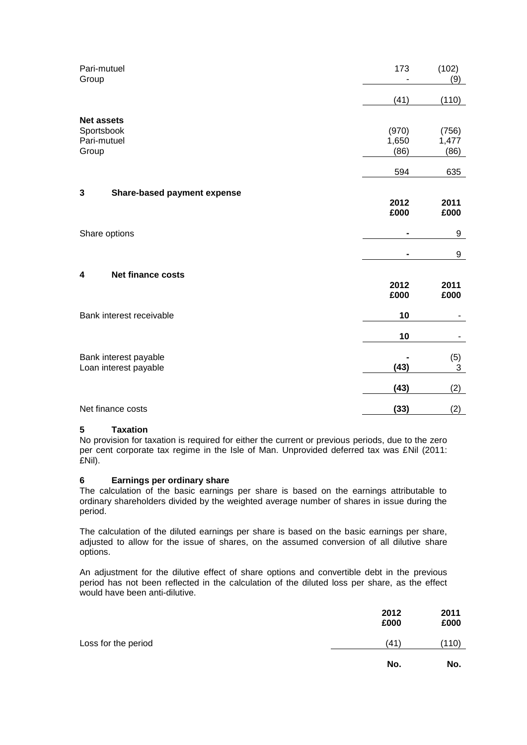| | | |
|---|---|---|
| Pari-mutuel | 173 | (102) |
| Group | - | (9) |
| | (41) | (110) |
| **Net assets** | | |
| Sportsbook | (970) | (756) |
| Pari-mutuel | 1,650 | 1,477 |
| Group | (86) | (86) |
| | 594 | 635 |

## 3 Share-based payment expense

| | 2012 £000 | 2011 £000 |
|---|---|---|
| Share options | - | 9 |
| | - | 9 |

## 4 Net finance costs

| | 2012 £000 | 2011 £000 |
|---|---|---|
| Bank interest receivable | **10** | - |
| | **10** | - |
| Bank interest payable | **-** | (5) |
| Loan interest payable | **(43)** | 3 |
| | **(43)** | (2) |
| Net finance costs | **(33)** | (2) |

## 5 Taxation

No provision for taxation is required for either the current or previous periods, due to the zero per cent corporate tax regime in the Isle of Man. Unprovided deferred tax was £Nil (2011: £Nil).

## 6 Earnings per ordinary share

The calculation of the basic earnings per share is based on the earnings attributable to ordinary shareholders divided by the weighted average number of shares in issue during the period.

The calculation of the diluted earnings per share is based on the basic earnings per share, adjusted to allow for the issue of shares, on the assumed conversion of all dilutive share options.

An adjustment for the dilutive effect of share options and convertible debt in the previous period has not been reflected in the calculation of the diluted loss per share, as the effect would have been anti-dilutive.

| | 2012 £000 | 2011 £000 |
|---|---|---|
| Loss for the period | (41) | (110) |
| | **No.** | **No.** |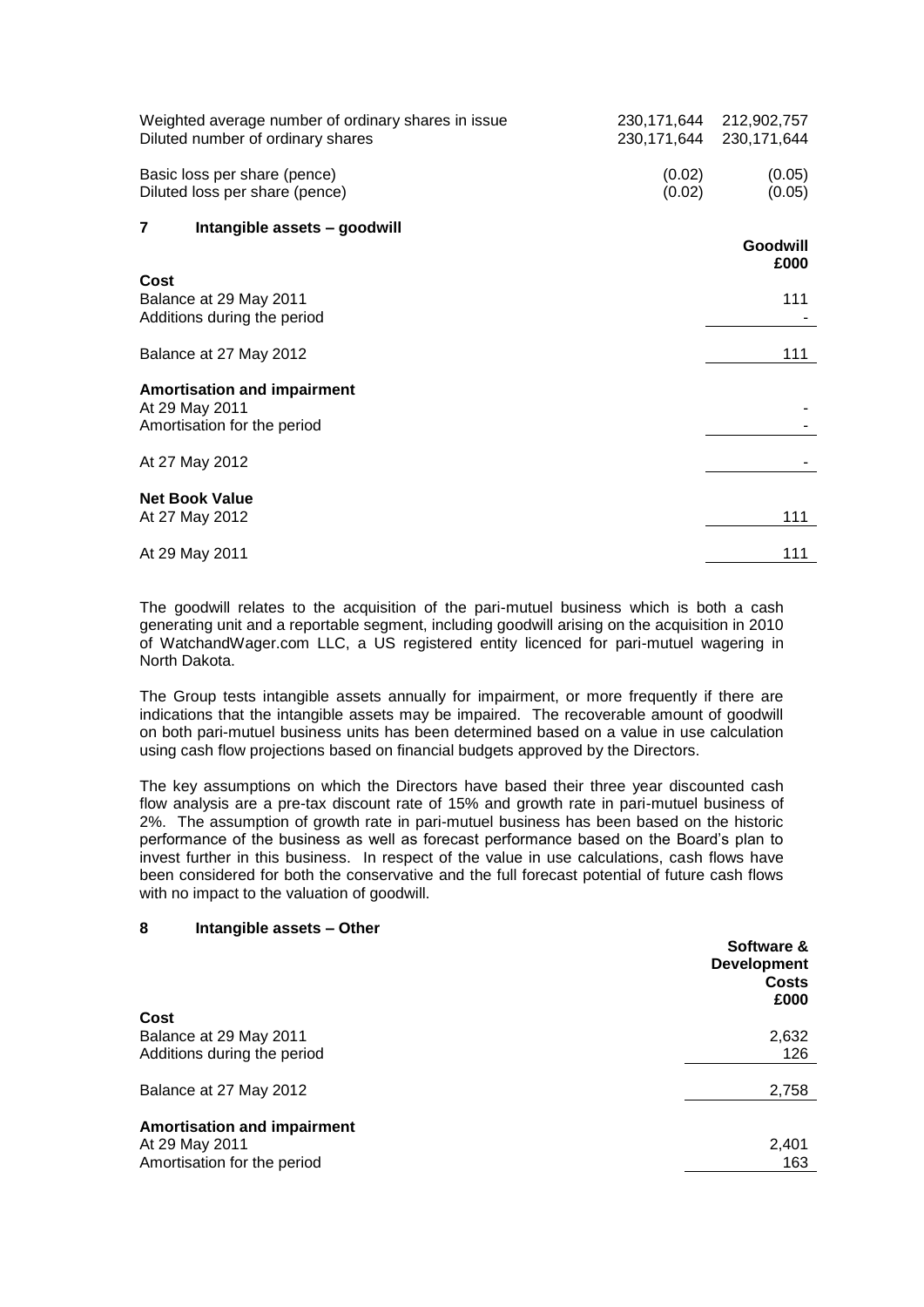| | | |
|---|---|---|
| Weighted average number of ordinary shares in issue | 230,171,644 | 212,902,757 |
| Diluted number of ordinary shares | 230,171,644 | 230,171,644 |
| Basic loss per share (pence) | (0.02) | (0.05) |
| Diluted loss per share (pence) | (0.02) | (0.05) |

## 7 Intangible assets – goodwill

| | **Goodwill £000** |
|---|---|
| **Cost** | |
| Balance at 29 May 2011 | 111 |
| Additions during the period | - |
| Balance at 27 May 2012 | 111 |
| **Amortisation and impairment** | |
| At 29 May 2011 | - |
| Amortisation for the period | - |
| At 27 May 2012 | - |
| **Net Book Value** | |
| At 27 May 2012 | 111 |
| At 29 May 2011 | 111 |

The goodwill relates to the acquisition of the pari-mutuel business which is both a cash generating unit and a reportable segment, including goodwill arising on the acquisition in 2010 of WatchandWager.com LLC, a US registered entity licenced for pari-mutuel wagering in North Dakota.

The Group tests intangible assets annually for impairment, or more frequently if there are indications that the intangible assets may be impaired. The recoverable amount of goodwill on both pari-mutuel business units has been determined based on a value in use calculation using cash flow projections based on financial budgets approved by the Directors.

The key assumptions on which the Directors have based their three year discounted cash flow analysis are a pre-tax discount rate of 15% and growth rate in pari-mutuel business of 2%. The assumption of growth rate in pari-mutuel business has been based on the historic performance of the business as well as forecast performance based on the Board's plan to invest further in this business. In respect of the value in use calculations, cash flows have been considered for both the conservative and the full forecast potential of future cash flows with no impact to the valuation of goodwill.

## 8 Intangible assets – Other

| | **Software & Development Costs £000** |
|---|---|
| **Cost** | |
| Balance at 29 May 2011 | 2,632 |
| Additions during the period | 126 |
| Balance at 27 May 2012 | 2,758 |
| **Amortisation and impairment** | |
| At 29 May 2011 | 2,401 |
| Amortisation for the period | 163 |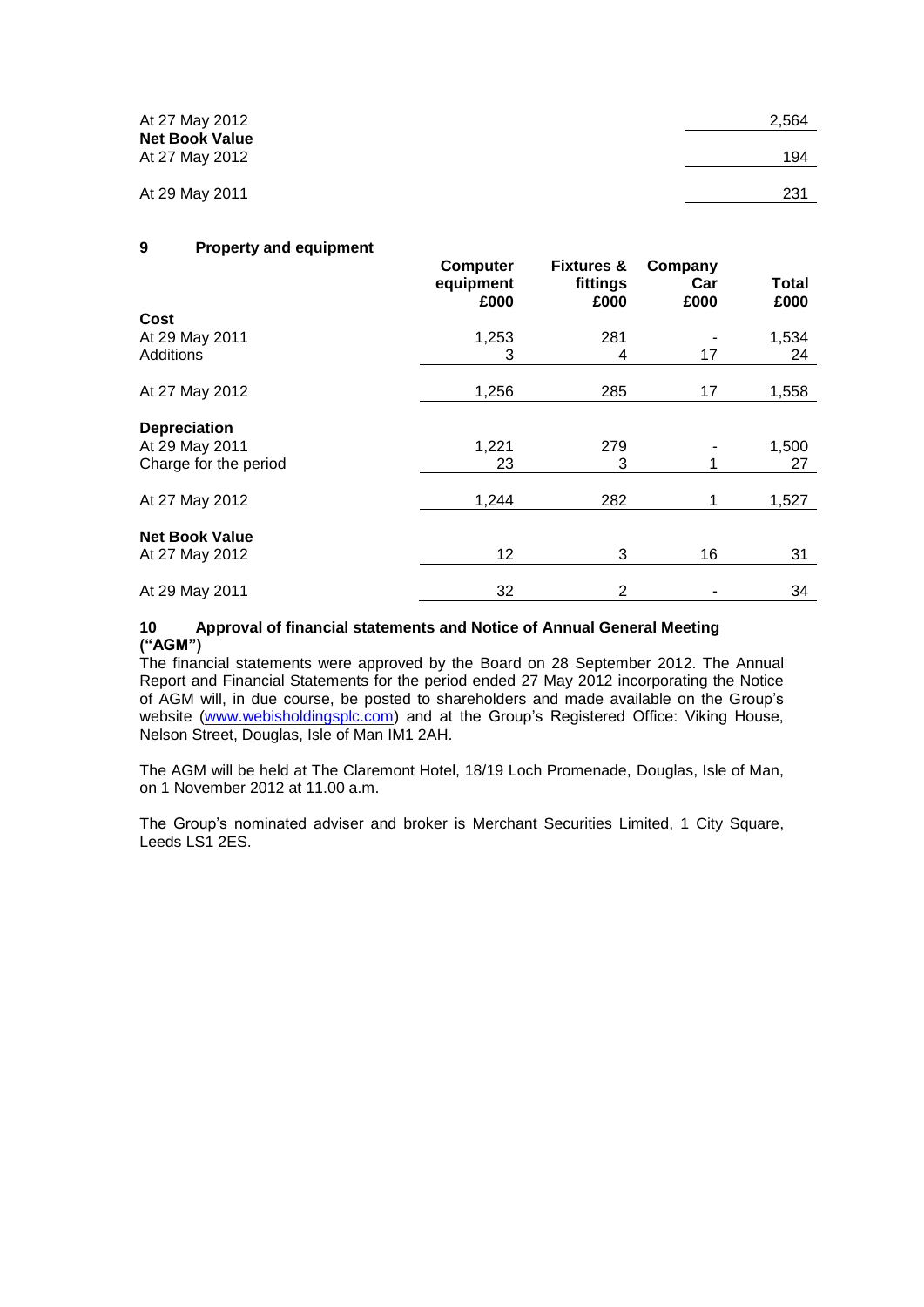| | |
|---|---|
| At 27 May 2012 | 2,564 |
| **Net Book Value** | |
| At 27 May 2012 | 194 |
| At 29 May 2011 | 231 |

## 9 Property and equipment

| | Computer equipment £000 | Fixtures & fittings £000 | Company Car £000 | Total £000 |
|---|---|---|---|---|
| **Cost** | | | | |
| At 29 May 2011 | 1,253 | 281 | - | 1,534 |
| Additions | 3 | 4 | 17 | 24 |
| At 27 May 2012 | 1,256 | 285 | 17 | 1,558 |
| **Depreciation** | | | | |
| At 29 May 2011 | 1,221 | 279 | - | 1,500 |
| Charge for the period | 23 | 3 | 1 | 27 |
| At 27 May 2012 | 1,244 | 282 | 1 | 1,527 |
| **Net Book Value** | | | | |
| At 27 May 2012 | 12 | 3 | 16 | 31 |
| At 29 May 2011 | 32 | 2 | - | 34 |

## 10 Approval of financial statements and Notice of Annual General Meeting ("AGM")

The financial statements were approved by the Board on 28 September 2012. The Annual Report and Financial Statements for the period ended 27 May 2012 incorporating the Notice of AGM will, in due course, be posted to shareholders and made available on the Group's website (www.webisholdingsplc.com) and at the Group's Registered Office: Viking House, Nelson Street, Douglas, Isle of Man IM1 2AH.

The AGM will be held at The Claremont Hotel, 18/19 Loch Promenade, Douglas, Isle of Man, on 1 November 2012 at 11.00 a.m.

The Group's nominated adviser and broker is Merchant Securities Limited, 1 City Square, Leeds LS1 2ES.